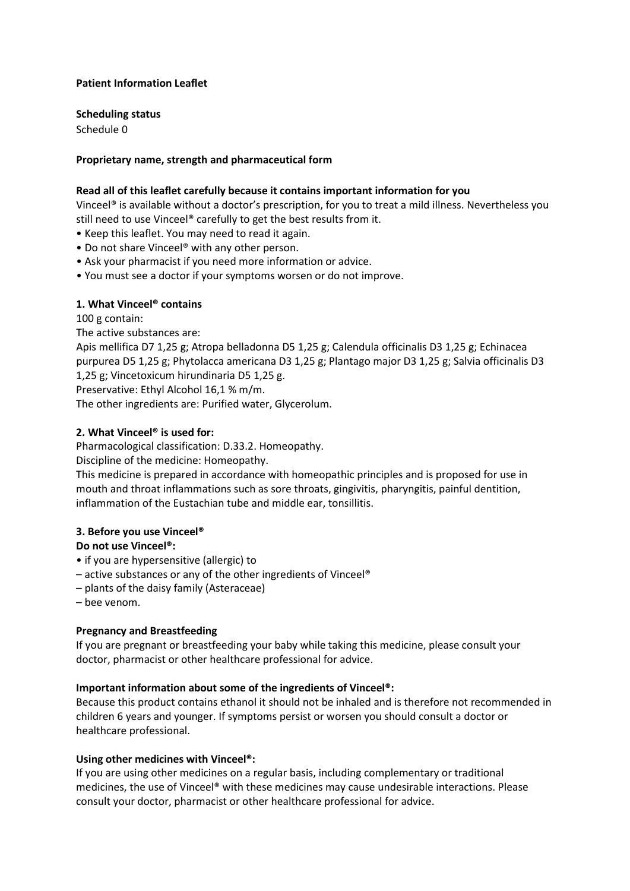**Patient Information Leaflet**

**Scheduling status**

Schedule 0

**Proprietary name, strength and pharmaceutical form**

**Read all of this leaflet carefully because it contains important information for you**

Vinceel® is available without a doctor's prescription, for you to treat a mild illness. Nevertheless you still need to use Vinceel® carefully to get the best results from it.

- Keep this leaflet. You may need to read it again.
- Do not share Vinceel® with any other person.
- Ask your pharmacist if you need more information or advice.
- You must see a doctor if your symptoms worsen or do not improve.

**1. What Vinceel® contains**

100 g contain:

The active substances are:

Apis mellifica D7 1,25 g; Atropa belladonna D5 1,25 g; Calendula officinalis D3 1,25 g; Echinacea purpurea D5 1,25 g; Phytolacca americana D3 1,25 g; Plantago major D3 1,25 g; Salvia officinalis D3 1,25 g; Vincetoxicum hirundinaria D5 1,25 g.

Preservative: Ethyl Alcohol 16,1 % m/m.

The other ingredients are: Purified water, Glycerolum.

**2. What Vinceel® is used for:**

Pharmacological classification: D.33.2. Homeopathy.

Discipline of the medicine: Homeopathy.

This medicine is prepared in accordance with homeopathic principles and is proposed for use in mouth and throat inflammations such as sore throats, gingivitis, pharyngitis, painful dentition, inflammation of the Eustachian tube and middle ear, tonsillitis.

**3. Before you use Vinceel®**

**Do not use Vinceel®:**

- if you are hypersensitive (allergic) to
  – active substances or any of the other ingredients of Vinceel®
  – plants of the daisy family (Asteraceae)
  – bee venom.

**Pregnancy and Breastfeeding**

If you are pregnant or breastfeeding your baby while taking this medicine, please consult your doctor, pharmacist or other healthcare professional for advice.

**Important information about some of the ingredients of Vinceel®:**

Because this product contains ethanol it should not be inhaled and is therefore not recommended in children 6 years and younger. If symptoms persist or worsen you should consult a doctor or healthcare professional.

**Using other medicines with Vinceel®:**

If you are using other medicines on a regular basis, including complementary or traditional medicines, the use of Vinceel® with these medicines may cause undesirable interactions. Please consult your doctor, pharmacist or other healthcare professional for advice.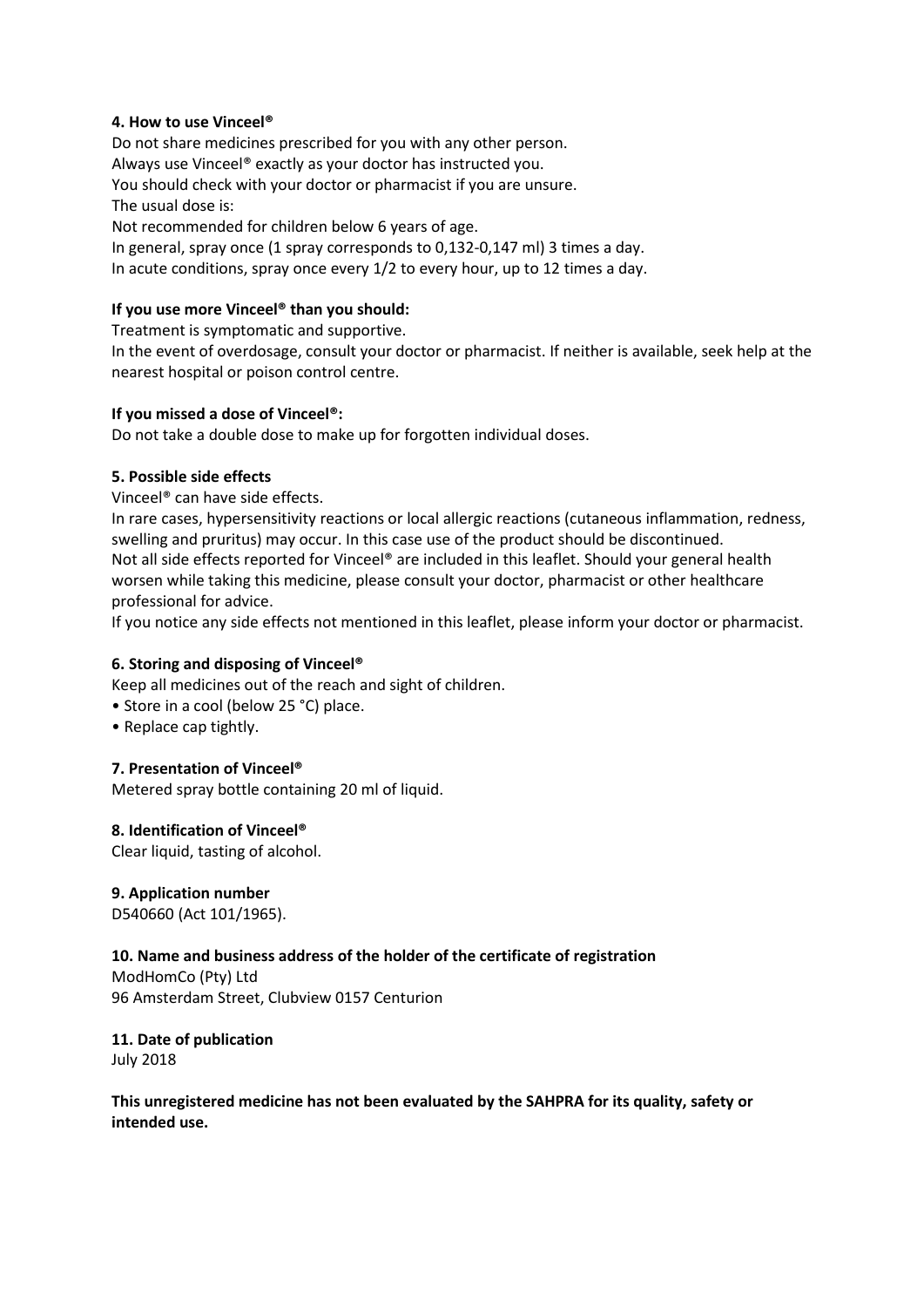**4. How to use Vinceel®**

Do not share medicines prescribed for you with any other person.
Always use Vinceel® exactly as your doctor has instructed you.
You should check with your doctor or pharmacist if you are unsure.
The usual dose is:
Not recommended for children below 6 years of age.
In general, spray once (1 spray corresponds to 0,132-0,147 ml) 3 times a day.
In acute conditions, spray once every 1/2 to every hour, up to 12 times a day.

**If you use more Vinceel® than you should:**

Treatment is symptomatic and supportive.
In the event of overdosage, consult your doctor or pharmacist. If neither is available, seek help at the nearest hospital or poison control centre.

**If you missed a dose of Vinceel®:**

Do not take a double dose to make up for forgotten individual doses.

**5. Possible side effects**

Vinceel® can have side effects.
In rare cases, hypersensitivity reactions or local allergic reactions (cutaneous inflammation, redness, swelling and pruritus) may occur. In this case use of the product should be discontinued.
Not all side effects reported for Vinceel® are included in this leaflet. Should your general health worsen while taking this medicine, please consult your doctor, pharmacist or other healthcare professional for advice.
If you notice any side effects not mentioned in this leaflet, please inform your doctor or pharmacist.

**6. Storing and disposing of Vinceel®**

Keep all medicines out of the reach and sight of children.

- Store in a cool (below 25 °C) place.
- Replace cap tightly.

**7. Presentation of Vinceel®**

Metered spray bottle containing 20 ml of liquid.

**8. Identification of Vinceel®**

Clear liquid, tasting of alcohol.

**9. Application number**

D540660 (Act 101/1965).

**10. Name and business address of the holder of the certificate of registration**

ModHomCo (Pty) Ltd
96 Amsterdam Street, Clubview 0157 Centurion

**11. Date of publication**

July 2018

**This unregistered medicine has not been evaluated by the SAHPRA for its quality, safety or intended use.**